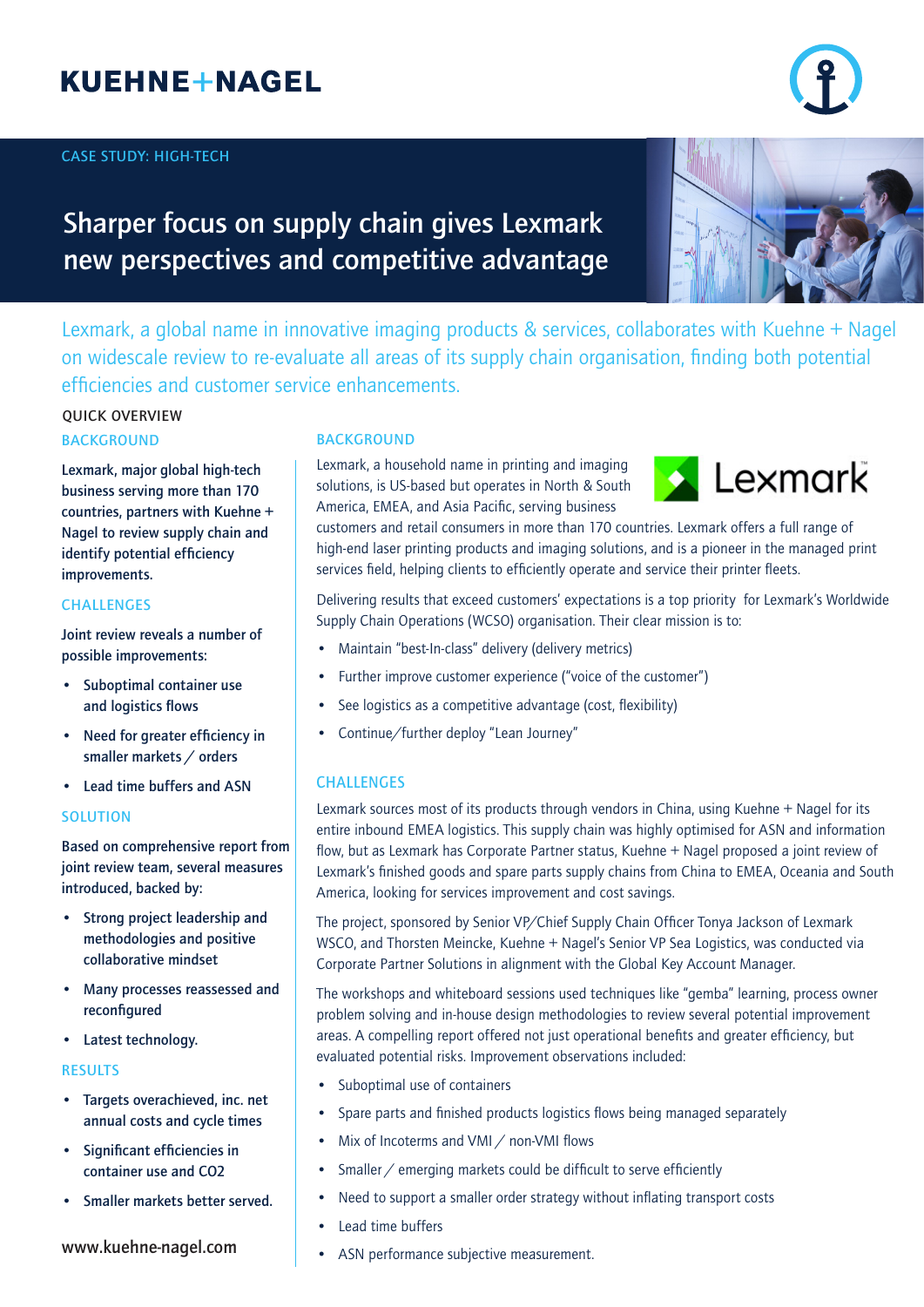KUEHNE+NAGEL

CASE STUDY: HIGH-TECH

# Sharper focus on supply chain gives Lexmark new perspectives and competitive advantage

Lexmark, a global name in innovative imaging products & services, collaborates with Kuehne + Nagel on widescale review to re-evaluate all areas of its supply chain organisation, finding both potential efficiencies and customer service enhancements.

## QUICK OVERVIEW

### BACKGROUND

Lexmark, major global high-tech business serving more than 170 countries, partners with Kuehne + Nagel to review supply chain and identify potential efficiency improvements.

### CHALLENGES

Joint review reveals a number of possible improvements:

- Suboptimal container use and logistics flows
- Need for greater efficiency in smaller markets / orders
- Lead time buffers and ASN

### SOLUTION

Based on comprehensive report from joint review team, several measures introduced, backed by:

- Strong project leadership and methodologies and positive collaborative mindset
- Many processes reassessed and reconfigured
- Latest technology.

### RESULTS

- Targets overachieved, inc. net annual costs and cycle times
- Significant efficiencies in container use and $CO_2$
- Smaller markets better served.

www.kuehne-nagel.com

## BACKGROUND

Lexmark, a household name in printing and imaging solutions, is US-based but operates in North & South America, EMEA, and Asia Pacific, serving business customers and retail consumers in more than 170 countries. Lexmark offers a full range of high-end laser printing products and imaging solutions, and is a pioneer in the managed print services field, helping clients to efficiently operate and service their printer fleets.

Delivering results that exceed customers' expectations is a top priority for Lexmark's Worldwide Supply Chain Operations (WCSO) organisation. Their clear mission is to:

- Maintain "best-In-class" delivery (delivery metrics)
- Further improve customer experience ("voice of the customer")
- See logistics as a competitive advantage (cost, flexibility)
- Continue/further deploy "Lean Journey"

## CHALLENGES

Lexmark sources most of its products through vendors in China, using Kuehne + Nagel for its entire inbound EMEA logistics. This supply chain was highly optimised for ASN and information flow, but as Lexmark has Corporate Partner status, Kuehne + Nagel proposed a joint review of Lexmark's finished goods and spare parts supply chains from China to EMEA, Oceania and South America, looking for services improvement and cost savings.

The project, sponsored by Senior VP/Chief Supply Chain Officer Tonya Jackson of Lexmark WSCO, and Thorsten Meincke, Kuehne + Nagel's Senior VP Sea Logistics, was conducted via Corporate Partner Solutions in alignment with the Global Key Account Manager.

The workshops and whiteboard sessions used techniques like "gemba" learning, process owner problem solving and in-house design methodologies to review several potential improvement areas. A compelling report offered not just operational benefits and greater efficiency, but evaluated potential risks. Improvement observations included:

- Suboptimal use of containers
- Spare parts and finished products logistics flows being managed separately
- Mix of Incoterms and VMI / non-VMI flows
- Smaller / emerging markets could be difficult to serve efficiently
- Need to support a smaller order strategy without inflating transport costs
- Lead time buffers
- ASN performance subjective measurement.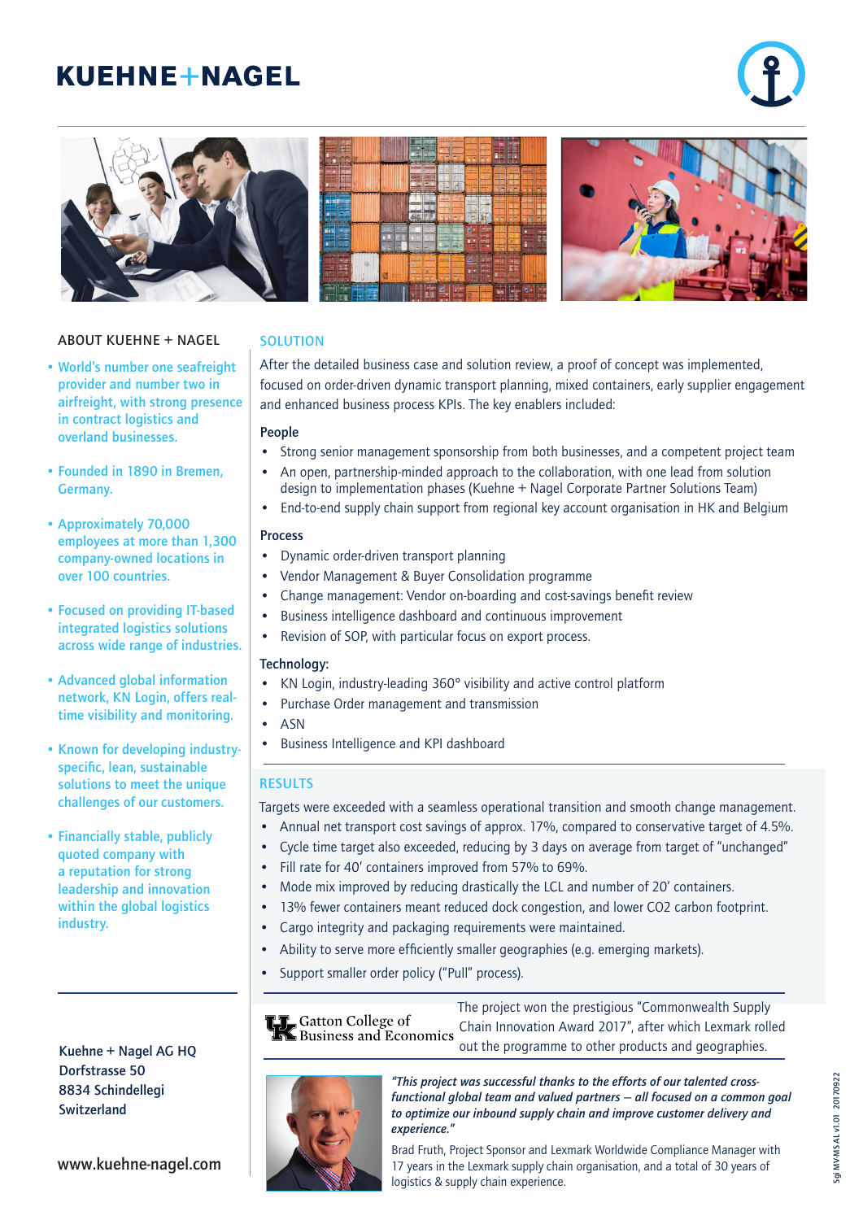# KUEHNE+NAGEL

## ABOUT KUEHNE + NAGEL

- World's number one seafreight provider and number two in airfreight, with strong presence in contract logistics and overland businesses.
- Founded in 1890 in Bremen, Germany.
- Approximately 70,000 employees at more than 1,300 company-owned locations in over 100 countries.
- Focused on providing IT-based integrated logistics solutions across wide range of industries.
- Advanced global information network, KN Login, offers real-time visibility and monitoring.
- Known for developing industry-specific, lean, sustainable solutions to meet the unique challenges of our customers.
- Financially stable, publicly quoted company with a reputation for strong leadership and innovation within the global logistics industry.

## SOLUTION

After the detailed business case and solution review, a proof of concept was implemented, focused on order-driven dynamic transport planning, mixed containers, early supplier engagement and enhanced business process KPIs. The key enablers included:

### People

- Strong senior management sponsorship from both businesses, and a competent project team
- An open, partnership-minded approach to the collaboration, with one lead from solution design to implementation phases (Kuehne + Nagel Corporate Partner Solutions Team)
- End-to-end supply chain support from regional key account organisation in HK and Belgium

### Process

- Dynamic order-driven transport planning
- Vendor Management & Buyer Consolidation programme
- Change management: Vendor on-boarding and cost-savings benefit review
- Business intelligence dashboard and continuous improvement
- Revision of SOP, with particular focus on export process.

### Technology:

- KN Login, industry-leading 360° visibility and active control platform
- Purchase Order management and transmission
- ASN
- Business Intelligence and KPI dashboard

## RESULTS

Targets were exceeded with a seamless operational transition and smooth change management.

- Annual net transport cost savings of approx. 17%, compared to conservative target of 4.5%.
- Cycle time target also exceeded, reducing by 3 days on average from target of "unchanged"
- Fill rate for 40' containers improved from 57% to 69%.
- Mode mix improved by reducing drastically the LCL and number of 20' containers.
- 13% fewer containers meant reduced dock congestion, and lower $CO_2$ carbon footprint.
- Cargo integrity and packaging requirements were maintained.
- Ability to serve more efficiently smaller geographies (e.g. emerging markets).
- Support smaller order policy ("Pull" process).

Gatton College of Business and Economics

The project won the prestigious "Commonwealth Supply Chain Innovation Award 2017", after which Lexmark rolled out the programme to other products and geographies.

***"This project was successful thanks to the efforts of our talented cross-functional global team and valued partners – all focused on a common goal to optimize our inbound supply chain and improve customer delivery and experience."***

Brad Fruth, Project Sponsor and Lexmark Worldwide Compliance Manager with 17 years in the Lexmark supply chain organisation, and a total of 30 years of logistics & supply chain experience.

Kuehne + Nagel AG HQ
Dorfstrasse 50
8834 Schindellegi
Switzerland

www.kuehne-nagel.com

Sgi MVMSAL v1.01 20170922